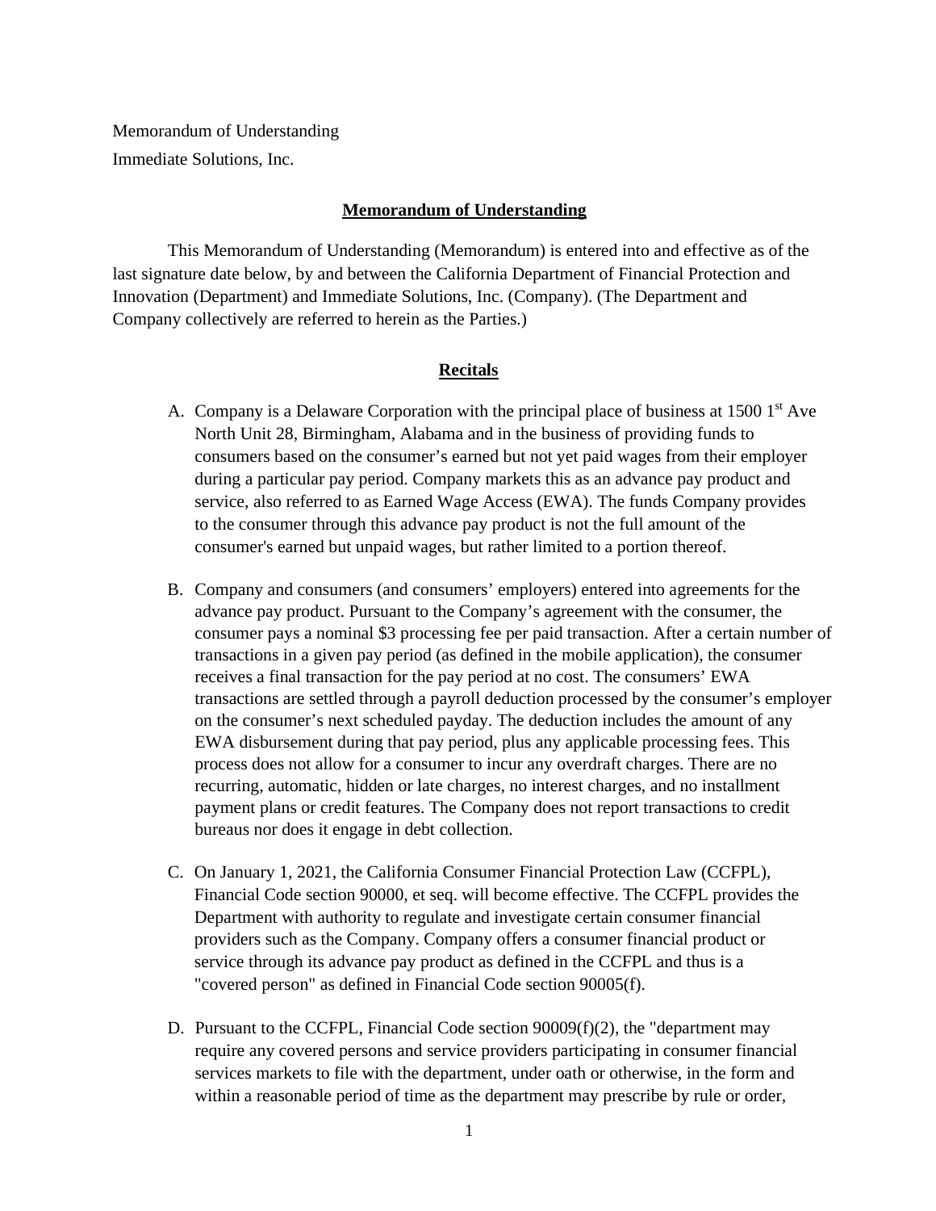Memorandum of Understanding
Immediate Solutions, Inc.

## Memorandum of Understanding

This Memorandum of Understanding (Memorandum) is entered into and effective as of the last signature date below, by and between the California Department of Financial Protection and Innovation (Department) and Immediate Solutions, Inc. (Company). (The Department and Company collectively are referred to herein as the Parties.)

## Recitals

A. Company is a Delaware Corporation with the principal place of business at 1500 1st Ave North Unit 28, Birmingham, Alabama and in the business of providing funds to consumers based on the consumer's earned but not yet paid wages from their employer during a particular pay period. Company markets this as an advance pay product and service, also referred to as Earned Wage Access (EWA). The funds Company provides to the consumer through this advance pay product is not the full amount of the consumer's earned but unpaid wages, but rather limited to a portion thereof.

B. Company and consumers (and consumers' employers) entered into agreements for the advance pay product. Pursuant to the Company's agreement with the consumer, the consumer pays a nominal $3 processing fee per paid transaction. After a certain number of transactions in a given pay period (as defined in the mobile application), the consumer receives a final transaction for the pay period at no cost. The consumers' EWA transactions are settled through a payroll deduction processed by the consumer's employer on the consumer's next scheduled payday. The deduction includes the amount of any EWA disbursement during that pay period, plus any applicable processing fees. This process does not allow for a consumer to incur any overdraft charges. There are no recurring, automatic, hidden or late charges, no interest charges, and no installment payment plans or credit features. The Company does not report transactions to credit bureaus nor does it engage in debt collection.

C. On January 1, 2021, the California Consumer Financial Protection Law (CCFPL), Financial Code section 90000, et seq. will become effective. The CCFPL provides the Department with authority to regulate and investigate certain consumer financial providers such as the Company. Company offers a consumer financial product or service through its advance pay product as defined in the CCFPL and thus is a "covered person" as defined in Financial Code section 90005(f).

D. Pursuant to the CCFPL, Financial Code section 90009(f)(2), the "department may require any covered persons and service providers participating in consumer financial services markets to file with the department, under oath or otherwise, in the form and within a reasonable period of time as the department may prescribe by rule or order,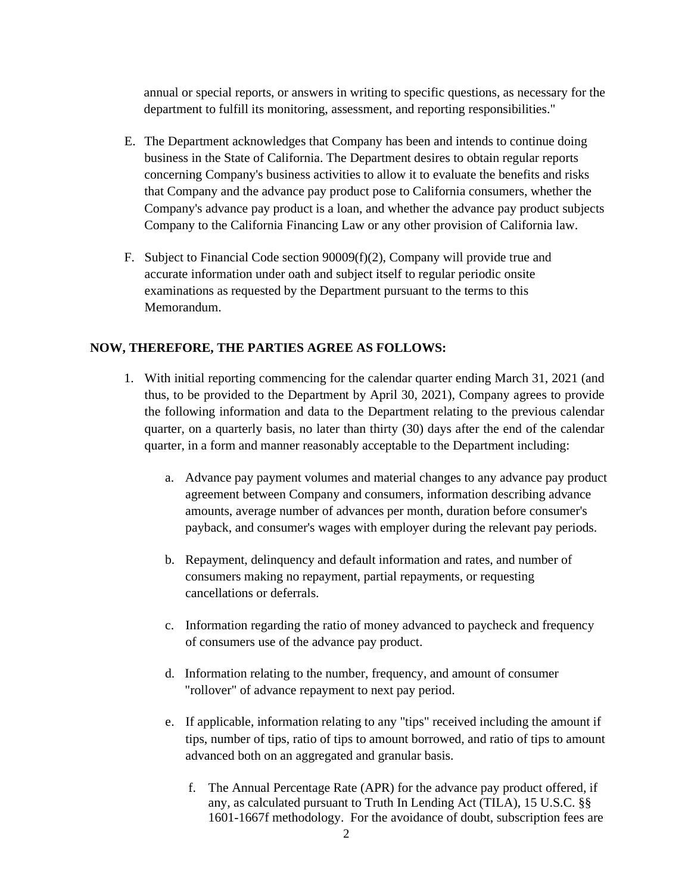annual or special reports, or answers in writing to specific questions, as necessary for the department to fulfill its monitoring, assessment, and reporting responsibilities."

E. The Department acknowledges that Company has been and intends to continue doing business in the State of California. The Department desires to obtain regular reports concerning Company's business activities to allow it to evaluate the benefits and risks that Company and the advance pay product pose to California consumers, whether the Company's advance pay product is a loan, and whether the advance pay product subjects Company to the California Financing Law or any other provision of California law.

F. Subject to Financial Code section 90009(f)(2), Company will provide true and accurate information under oath and subject itself to regular periodic onsite examinations as requested by the Department pursuant to the terms to this Memorandum.

**NOW, THEREFORE, THE PARTIES AGREE AS FOLLOWS:**

1. With initial reporting commencing for the calendar quarter ending March 31, 2021 (and thus, to be provided to the Department by April 30, 2021), Company agrees to provide the following information and data to the Department relating to the previous calendar quarter, on a quarterly basis, no later than thirty (30) days after the end of the calendar quarter, in a form and manner reasonably acceptable to the Department including:

   a. Advance pay payment volumes and material changes to any advance pay product agreement between Company and consumers, information describing advance amounts, average number of advances per month, duration before consumer's payback, and consumer's wages with employer during the relevant pay periods.

   b. Repayment, delinquency and default information and rates, and number of consumers making no repayment, partial repayments, or requesting cancellations or deferrals.

   c. Information regarding the ratio of money advanced to paycheck and frequency of consumers use of the advance pay product.

   d. Information relating to the number, frequency, and amount of consumer "rollover" of advance repayment to next pay period.

   e. If applicable, information relating to any "tips" received including the amount if tips, number of tips, ratio of tips to amount borrowed, and ratio of tips to amount advanced both on an aggregated and granular basis.

   f. The Annual Percentage Rate (APR) for the advance pay product offered, if any, as calculated pursuant to Truth In Lending Act (TILA), 15 U.S.C. §§ 1601-1667f methodology. For the avoidance of doubt, subscription fees are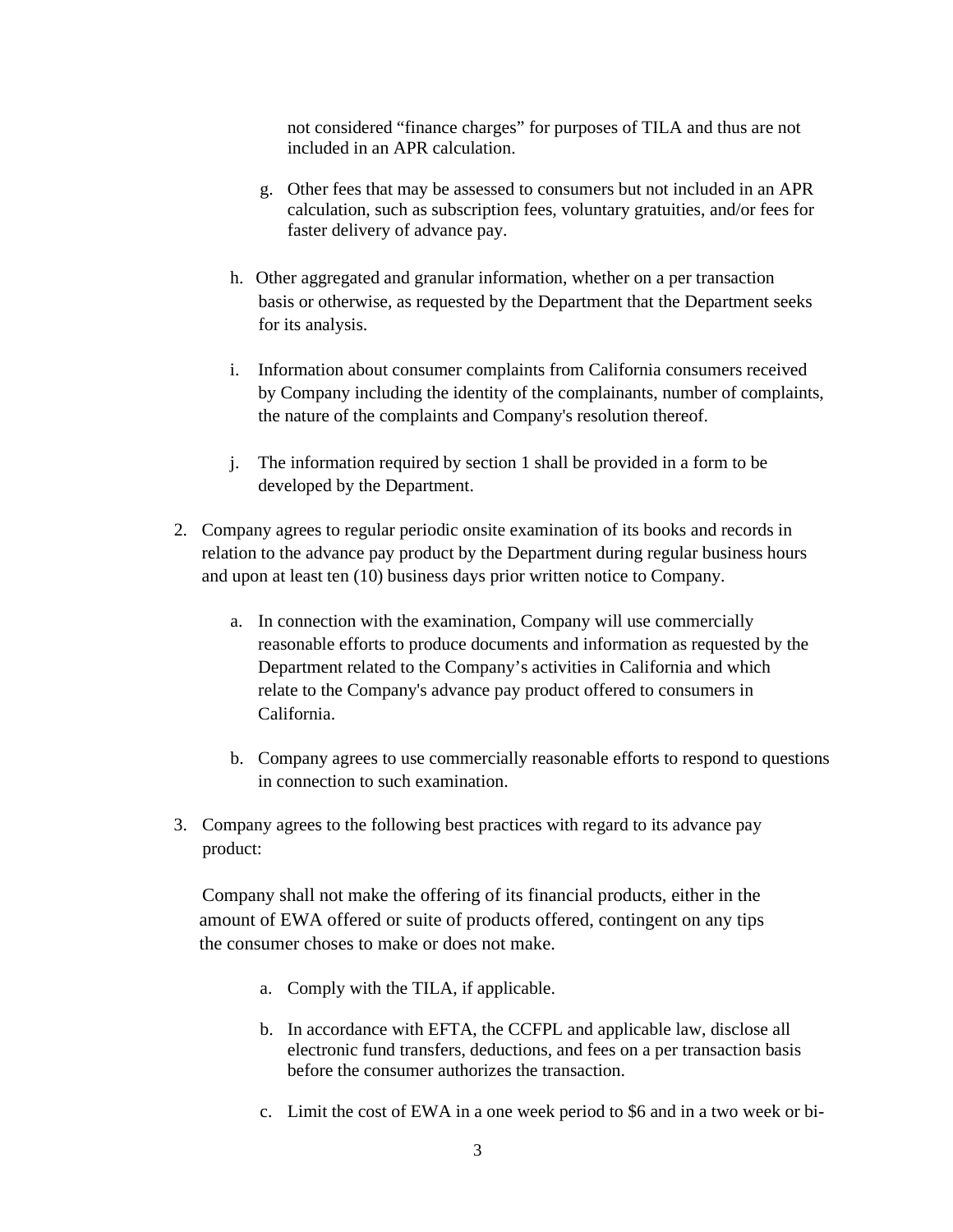not considered "finance charges" for purposes of TILA and thus are not included in an APR calculation.

g. Other fees that may be assessed to consumers but not included in an APR calculation, such as subscription fees, voluntary gratuities, and/or fees for faster delivery of advance pay.

h. Other aggregated and granular information, whether on a per transaction basis or otherwise, as requested by the Department that the Department seeks for its analysis.

i. Information about consumer complaints from California consumers received by Company including the identity of the complainants, number of complaints, the nature of the complaints and Company's resolution thereof.

j. The information required by section 1 shall be provided in a form to be developed by the Department.

2. Company agrees to regular periodic onsite examination of its books and records in relation to the advance pay product by the Department during regular business hours and upon at least ten (10) business days prior written notice to Company.

   a. In connection with the examination, Company will use commercially reasonable efforts to produce documents and information as requested by the Department related to the Company's activities in California and which relate to the Company's advance pay product offered to consumers in California.

   b. Company agrees to use commercially reasonable efforts to respond to questions in connection to such examination.

3. Company agrees to the following best practices with regard to its advance pay product:

   Company shall not make the offering of its financial products, either in the amount of EWA offered or suite of products offered, contingent on any tips the consumer choses to make or does not make.

   a. Comply with the TILA, if applicable.

   b. In accordance with EFTA, the CCFPL and applicable law, disclose all electronic fund transfers, deductions, and fees on a per transaction basis before the consumer authorizes the transaction.

   c. Limit the cost of EWA in a one week period to $6 and in a two week or bi-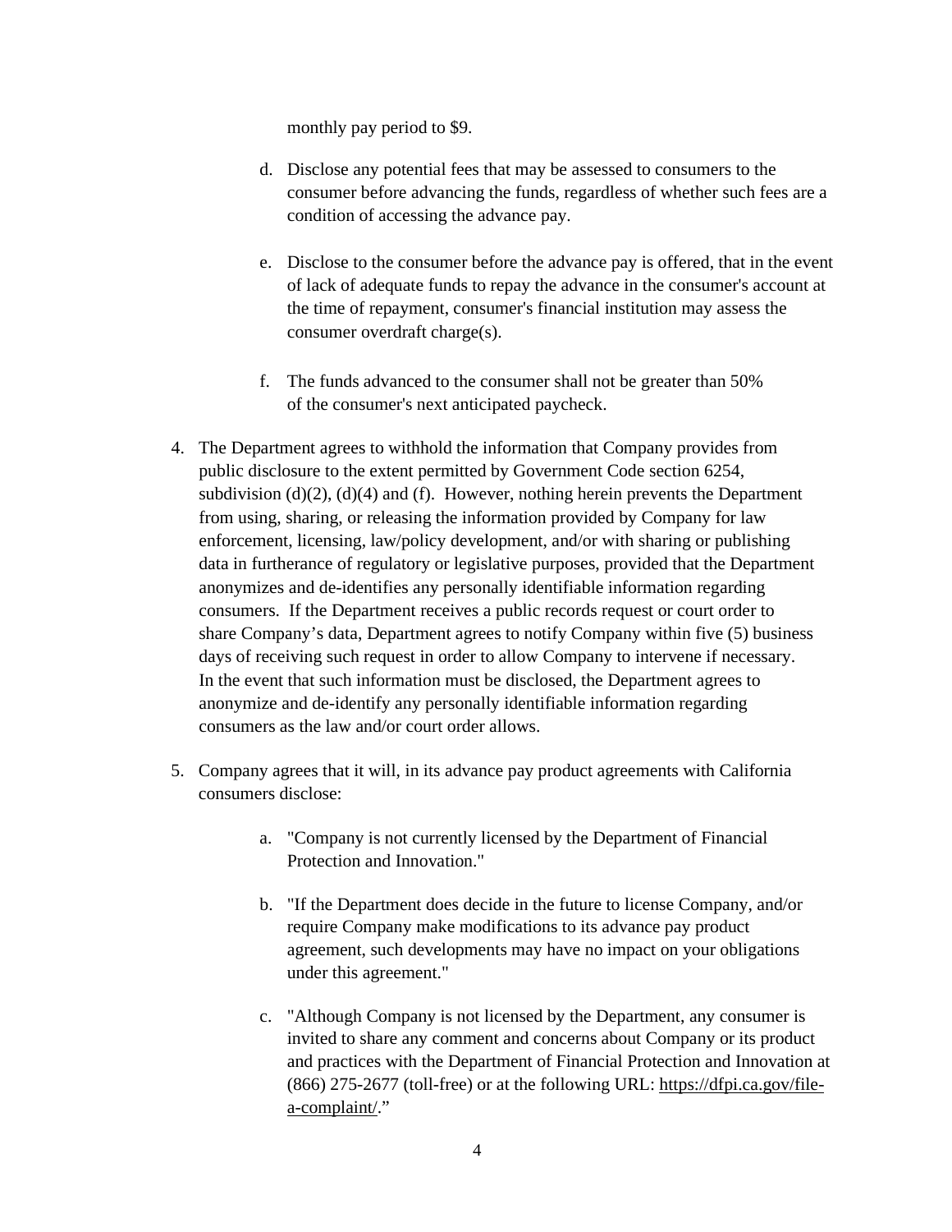monthly pay period to $9.

   d. Disclose any potential fees that may be assessed to consumers to the consumer before advancing the funds, regardless of whether such fees are a condition of accessing the advance pay.

   e. Disclose to the consumer before the advance pay is offered, that in the event of lack of adequate funds to repay the advance in the consumer's account at the time of repayment, consumer's financial institution may assess the consumer overdraft charge(s).

   f. The funds advanced to the consumer shall not be greater than 50% of the consumer's next anticipated paycheck.

4. The Department agrees to withhold the information that Company provides from public disclosure to the extent permitted by Government Code section 6254, subdivision (d)(2), (d)(4) and (f). However, nothing herein prevents the Department from using, sharing, or releasing the information provided by Company for law enforcement, licensing, law/policy development, and/or with sharing or publishing data in furtherance of regulatory or legislative purposes, provided that the Department anonymizes and de-identifies any personally identifiable information regarding consumers. If the Department receives a public records request or court order to share Company's data, Department agrees to notify Company within five (5) business days of receiving such request in order to allow Company to intervene if necessary. In the event that such information must be disclosed, the Department agrees to anonymize and de-identify any personally identifiable information regarding consumers as the law and/or court order allows.

5. Company agrees that it will, in its advance pay product agreements with California consumers disclose:

   a. "Company is not currently licensed by the Department of Financial Protection and Innovation."

   b. "If the Department does decide in the future to license Company, and/or require Company make modifications to its advance pay product agreement, such developments may have no impact on your obligations under this agreement."

   c. "Although Company is not licensed by the Department, any consumer is invited to share any comment and concerns about Company or its product and practices with the Department of Financial Protection and Innovation at (866) 275-2677 (toll-free) or at the following URL: https://dfpi.ca.gov/file-a-complaint/."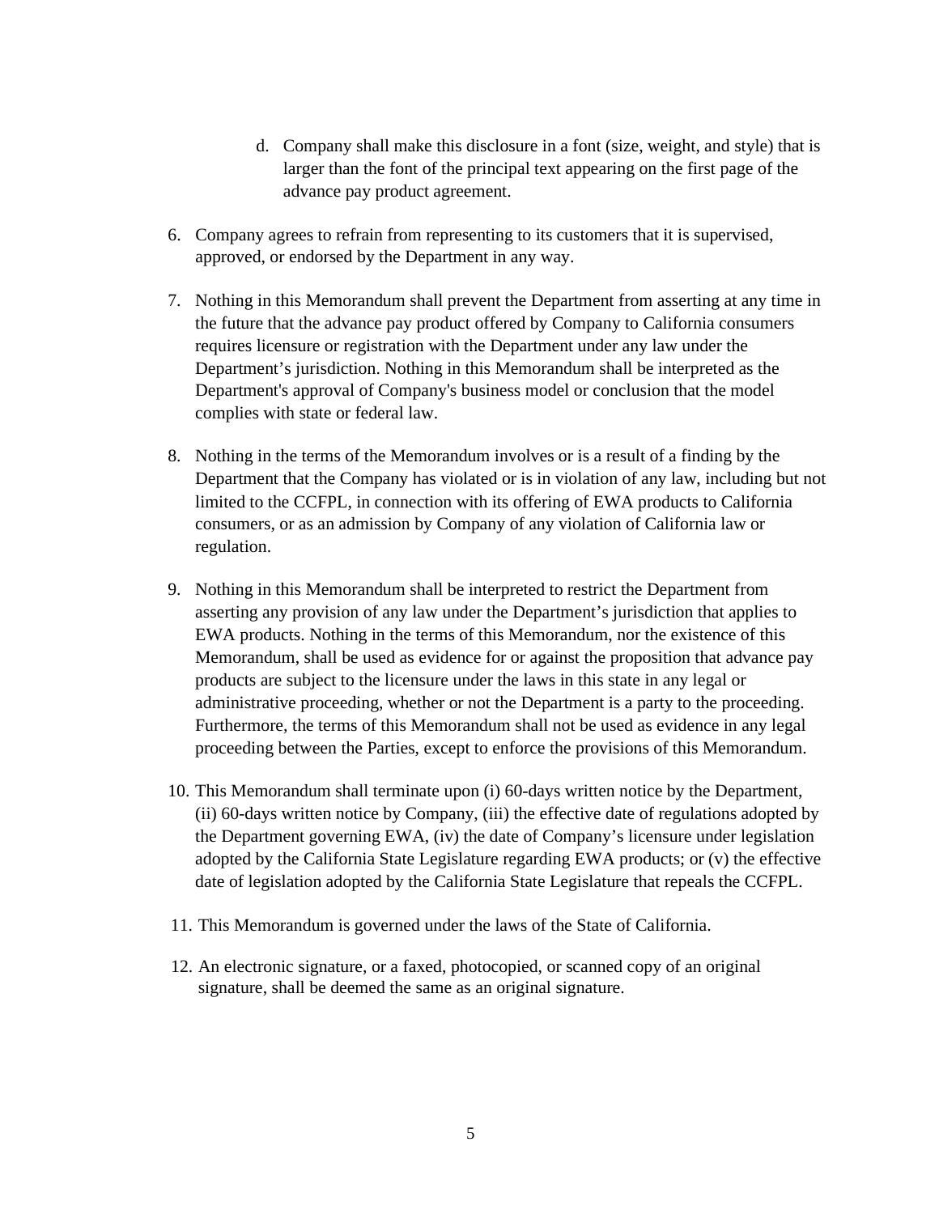d. Company shall make this disclosure in a font (size, weight, and style) that is larger than the font of the principal text appearing on the first page of the advance pay product agreement.

6. Company agrees to refrain from representing to its customers that it is supervised, approved, or endorsed by the Department in any way.

7. Nothing in this Memorandum shall prevent the Department from asserting at any time in the future that the advance pay product offered by Company to California consumers requires licensure or registration with the Department under any law under the Department's jurisdiction. Nothing in this Memorandum shall be interpreted as the Department's approval of Company's business model or conclusion that the model complies with state or federal law.

8. Nothing in the terms of the Memorandum involves or is a result of a finding by the Department that the Company has violated or is in violation of any law, including but not limited to the CCFPL, in connection with its offering of EWA products to California consumers, or as an admission by Company of any violation of California law or regulation.

9. Nothing in this Memorandum shall be interpreted to restrict the Department from asserting any provision of any law under the Department's jurisdiction that applies to EWA products. Nothing in the terms of this Memorandum, nor the existence of this Memorandum, shall be used as evidence for or against the proposition that advance pay products are subject to the licensure under the laws in this state in any legal or administrative proceeding, whether or not the Department is a party to the proceeding. Furthermore, the terms of this Memorandum shall not be used as evidence in any legal proceeding between the Parties, except to enforce the provisions of this Memorandum.

10. This Memorandum shall terminate upon (i) 60-days written notice by the Department, (ii) 60-days written notice by Company, (iii) the effective date of regulations adopted by the Department governing EWA, (iv) the date of Company's licensure under legislation adopted by the California State Legislature regarding EWA products; or (v) the effective date of legislation adopted by the California State Legislature that repeals the CCFPL.

11. This Memorandum is governed under the laws of the State of California.

12. An electronic signature, or a faxed, photocopied, or scanned copy of an original signature, shall be deemed the same as an original signature.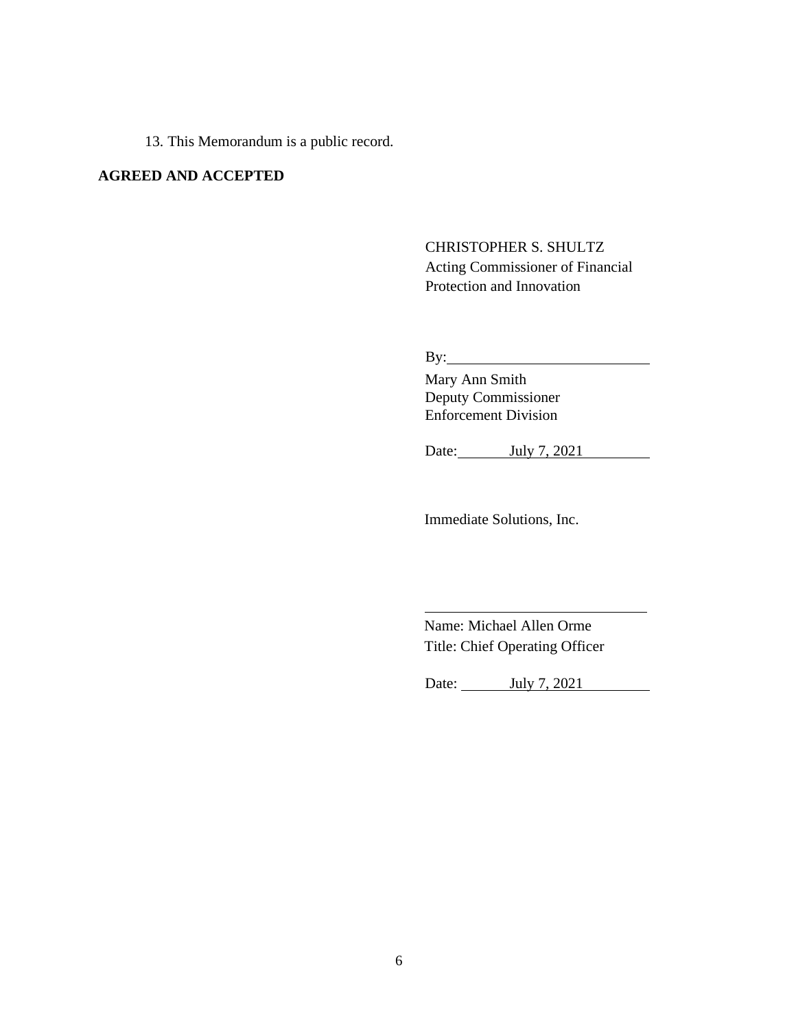13. This Memorandum is a public record.

**AGREED AND ACCEPTED**

CHRISTOPHER S. SHULTZ
Acting Commissioner of Financial Protection and Innovation

By: ____________________________

Mary Ann Smith
Deputy Commissioner
Enforcement Division

Date: July 7, 2021

Immediate Solutions, Inc.

____________________________

Name: Michael Allen Orme
Title: Chief Operating Officer

Date: July 7, 2021